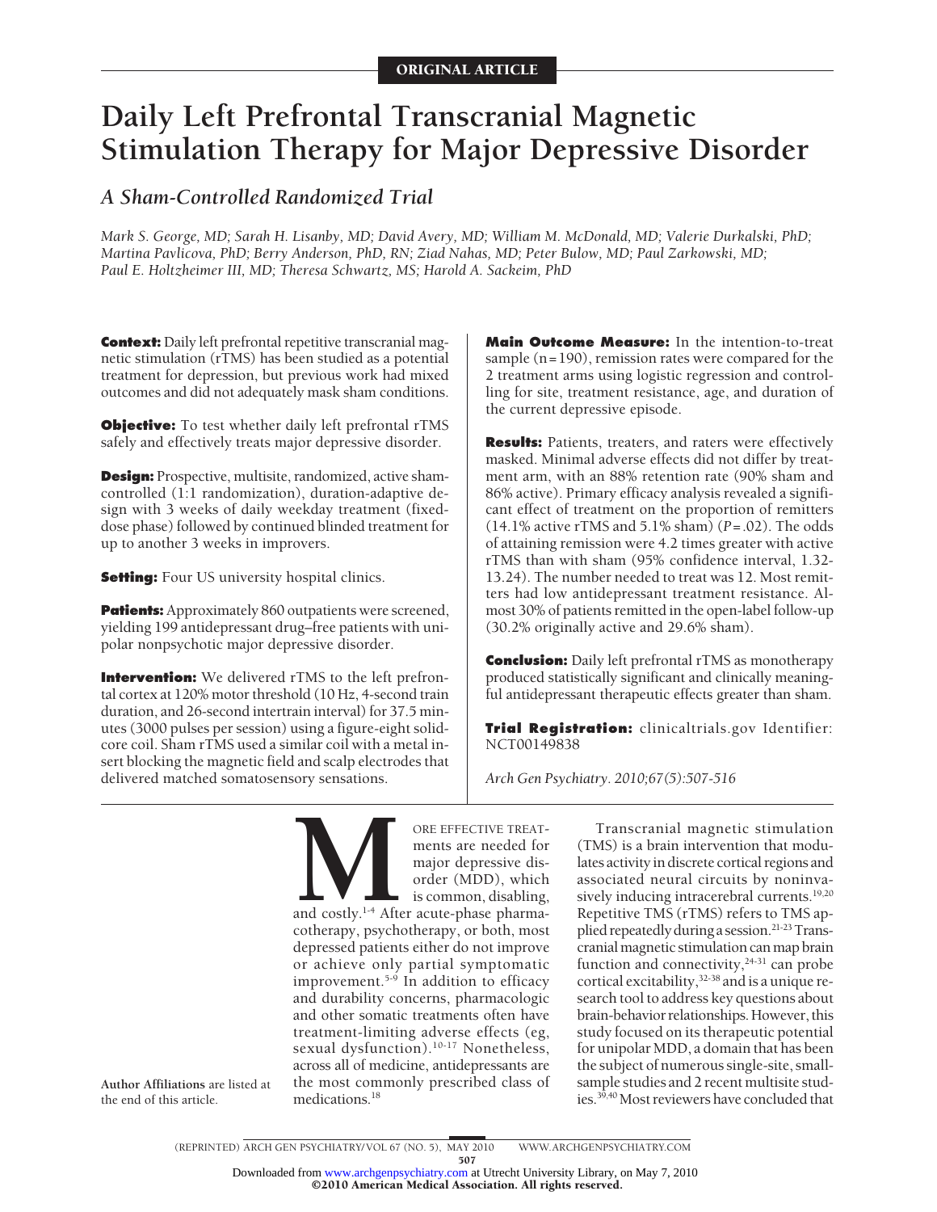ORIGINAL ARTICLE

# Daily Left Prefrontal Transcranial Magnetic Stimulation Therapy for Major Depressive Disorder

## A Sham-Controlled Randomized Trial

*Mark S. George, MD; Sarah H. Lisanby, MD; David Avery, MD; William M. McDonald, MD; Valerie Durkalski, PhD; Martina Pavlicova, PhD; Berry Anderson, PhD, RN; Ziad Nahas, MD; Peter Bulow, MD; Paul Zarkowski, MD; Paul E. Holtzheimer III, MD; Theresa Schwartz, MS; Harold A. Sackeim, PhD*

**Context:** Daily left prefrontal repetitive transcranial magnetic stimulation (rTMS) has been studied as a potential treatment for depression, but previous work had mixed outcomes and did not adequately mask sham conditions.

**Objective:** To test whether daily left prefrontal rTMS safely and effectively treats major depressive disorder.

**Design:** Prospective, multisite, randomized, active sham-controlled (1:1 randomization), duration-adaptive design with 3 weeks of daily weekday treatment (fixed-dose phase) followed by continued blinded treatment for up to another 3 weeks in improvers.

**Setting:** Four US university hospital clinics.

**Patients:** Approximately 860 outpatients were screened, yielding 199 antidepressant drug–free patients with unipolar nonpsychotic major depressive disorder.

**Intervention:** We delivered rTMS to the left prefrontal cortex at 120% motor threshold (10 Hz, 4-second train duration, and 26-second intertrain interval) for 37.5 minutes (3000 pulses per session) using a figure-eight solid-core coil. Sham rTMS used a similar coil with a metal insert blocking the magnetic field and scalp electrodes that delivered matched somatosensory sensations.

**Main Outcome Measure:** In the intention-to-treat sample (n=190), remission rates were compared for the 2 treatment arms using logistic regression and controlling for site, treatment resistance, age, and duration of the current depressive episode.

**Results:** Patients, treaters, and raters were effectively masked. Minimal adverse effects did not differ by treatment arm, with an 88% retention rate (90% sham and 86% active). Primary efficacy analysis revealed a significant effect of treatment on the proportion of remitters (14.1% active rTMS and 5.1% sham) (*P*=.02). The odds of attaining remission were 4.2 times greater with active rTMS than with sham (95% confidence interval, 1.32-13.24). The number needed to treat was 12. Most remitters had low antidepressant treatment resistance. Almost 30% of patients remitted in the open-label follow-up (30.2% originally active and 29.6% sham).

**Conclusion:** Daily left prefrontal rTMS as monotherapy produced statistically significant and clinically meaningful antidepressant therapeutic effects greater than sham.

**Trial Registration:** clinicaltrials.gov Identifier: NCT00149838

*Arch Gen Psychiatry. 2010;67(5):507-516*

Author Affiliations are listed at the end of this article.

MORE EFFECTIVE TREATMENTS are needed for major depressive disorder (MDD), which is common, disabling, and costly.[1-4] After acute-phase pharmacotherapy, psychotherapy, or both, most depressed patients either do not improve or achieve only partial symptomatic improvement.[5-9] In addition to efficacy and durability concerns, pharmacologic and other somatic treatments often have treatment-limiting adverse effects (eg, sexual dysfunction).[10-17] Nonetheless, across all of medicine, antidepressants are the most commonly prescribed class of medications.[18]

Transcranial magnetic stimulation (TMS) is a brain intervention that modulates activity in discrete cortical regions and associated neural circuits by noninvasively inducing intracerebral currents.[19,20] Repetitive TMS (rTMS) refers to TMS applied repeatedly during a session.[21-23] Transcranial magnetic stimulation can map brain function and connectivity,[24-31] can probe cortical excitability,[32-38] and is a unique research tool to address key questions about brain-behavior relationships. However, this study focused on its therapeutic potential for unipolar MDD, a domain that has been the subject of numerous single-site, small-sample studies and 2 recent multisite studies.[39,40] Most reviewers have concluded that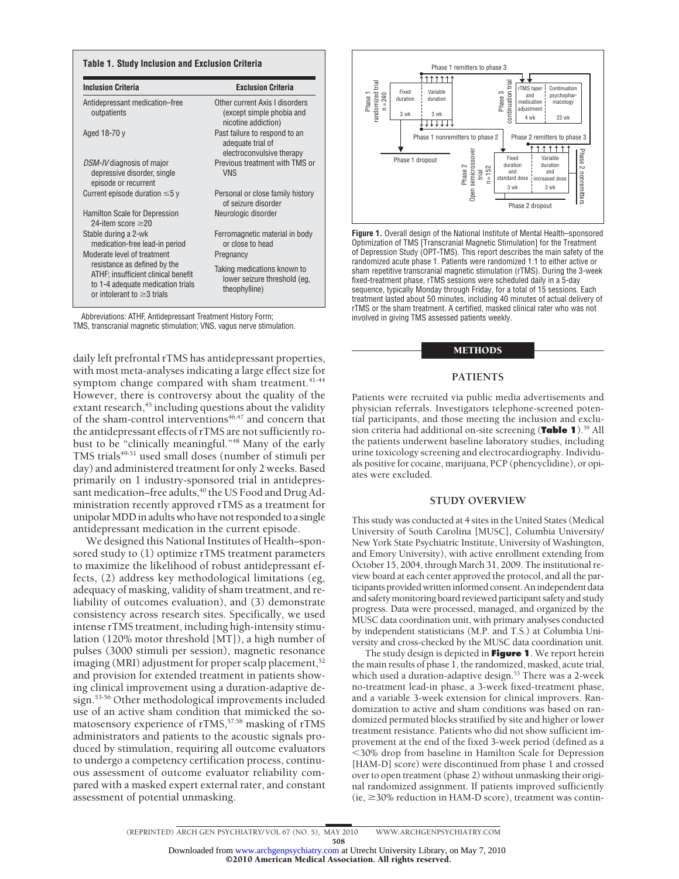**Table 1. Study Inclusion and Exclusion Criteria**

| Inclusion Criteria | Exclusion Criteria |
|---|---|
| Antidepressant medication–free outpatients | Other current Axis I disorders (except simple phobia and nicotine addiction) |
| Aged 18-70 y | Past failure to respond to an adequate trial of electroconvulsive therapy |
| *DSM-IV* diagnosis of major depressive disorder, single episode or recurrent | Previous treatment with TMS or VNS |
| Current episode duration ≤5 y | Personal or close family history of seizure disorder |
| Hamilton Scale for Depression 24-item score ≥20 | Neurologic disorder |
| Stable during a 2-wk medication-free lead-in period | Ferromagnetic material in body or close to head |
| Moderate level of treatment resistance as defined by the ATHF; insufficient clinical benefit to 1-4 adequate medication trials or intolerant to ≥3 trials | Pregnancy |
| | Taking medications known to lower seizure threshold (eg, theophylline) |

Abbreviations: ATHF, Antidepressant Treatment History Form; TMS, transcranial magnetic stimulation; VNS, vagus nerve stimulation.

daily left prefrontal rTMS has antidepressant properties, with most meta-analyses indicating a large effect size for symptom change compared with sham treatment.[41-44] However, there is controversy about the quality of the extant research,[45] including questions about the validity of the sham-control interventions[46,47] and concern that the antidepressant effects of rTMS are not sufficiently robust to be "clinically meaningful."[48] Many of the early TMS trials[49-51] used small doses (number of stimuli per day) and administered treatment for only 2 weeks. Based primarily on 1 industry-sponsored trial in antidepressant medication–free adults,[40] the US Food and Drug Administration recently approved rTMS as a treatment for unipolar MDD in adults who have not responded to a single antidepressant medication in the current episode.

We designed this National Institutes of Health–sponsored study to (1) optimize rTMS treatment parameters to maximize the likelihood of robust antidepressant effects, (2) address key methodological limitations (eg, adequacy of masking, validity of sham treatment, and reliability of outcomes evaluation), and (3) demonstrate consistency across research sites. Specifically, we used intense rTMS treatment, including high-intensity stimulation (120% motor threshold [MT]), a high number of pulses (3000 stimuli per session), magnetic resonance imaging (MRI) adjustment for proper scalp placement,[52] and provision for extended treatment in patients showing clinical improvement using a duration-adaptive design.[53-56] Other methodological improvements included use of an active sham condition that mimicked the somatosensory experience of rTMS,[57,58] masking of rTMS administrators and patients to the acoustic signals produced by stimulation, requiring all outcome evaluators to undergo a competency certification process, continuous assessment of outcome evaluator reliability compared with a masked expert external rater, and constant assessment of potential unmasking.

**Figure 1.** Overall design of the National Institute of Mental Health–sponsored Optimization of TMS [Transcranial Magnetic Stimulation] for the Treatment of Depression Study (OPT-TMS). This report describes the main safety of the randomized acute phase 1. Patients were randomized 1:1 to either active or sham repetitive transcranial magnetic stimulation (rTMS). During the 3-week fixed-treatment phase, rTMS sessions were scheduled daily in a 5-day sequence, typically Monday through Friday, for a total of 15 sessions. Each treatment lasted about 50 minutes, including 40 minutes of actual delivery of rTMS or the sham treatment. A certified, masked clinical rater who was not involved in giving TMS assessed patients weekly.

## METHODS

### PATIENTS

Patients were recruited via public media advertisements and physician referrals. Investigators telephone-screened potential participants, and those meeting the inclusion and exclusion criteria had additional on-site screening (**Table 1**).[59] All the patients underwent baseline laboratory studies, including urine toxicology screening and electrocardiography. Individuals positive for cocaine, marijuana, PCP (phencyclidine), or opiates were excluded.

### STUDY OVERVIEW

This study was conducted at 4 sites in the United States (Medical University of South Carolina [MUSC], Columbia University/New York State Psychiatric Institute, University of Washington, and Emory University), with active enrollment extending from October 15, 2004, through March 31, 2009. The institutional review board at each center approved the protocol, and all the participants provided written informed consent. An independent data and safety monitoring board reviewed participant safety and study progress. Data were processed, managed, and organized by the MUSC data coordination unit, with primary analyses conducted by independent statisticians (M.P. and T.S.) at Columbia University and cross-checked by the MUSC data coordination unit.

The study design is depicted in **Figure 1**. We report herein the main results of phase 1, the randomized, masked, acute trial, which used a duration-adaptive design.[53] There was a 2-week no-treatment lead-in phase, a 3-week fixed-treatment phase, and a variable 3-week extension for clinical improvers. Randomization to active and sham conditions was based on randomized permuted blocks stratified by site and higher or lower treatment resistance. Patients who did not show sufficient improvement at the end of the fixed 3-week period (defined as a <30% drop from baseline in Hamilton Scale for Depression [HAM-D] score) were discontinued from phase 1 and crossed over to open treatment (phase 2) without unmasking their original randomized assignment. If patients improved sufficiently (ie, ≥30% reduction in HAM-D score), treatment was contin-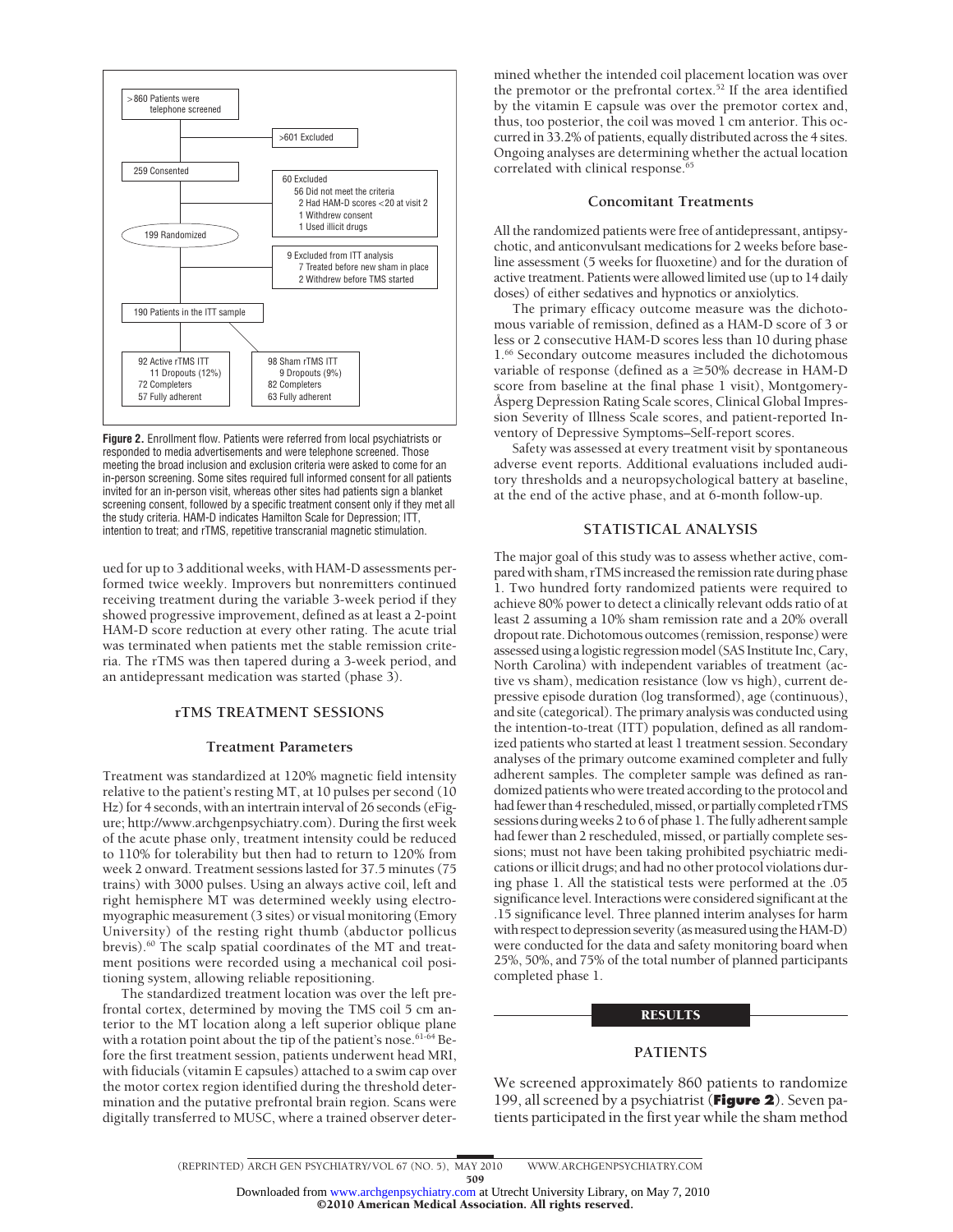>860 Patients were telephone screened

>601 Excluded

259 Consented

60 Excluded
- 56 Did not meet the criteria
- 2 Had HAM-D scores <20 at visit 2
- 1 Withdrew consent
- 1 Used illicit drugs

199 Randomized

9 Excluded from ITT analysis
- 7 Treated before new sham in place
- 2 Withdrew before TMS started

190 Patients in the ITT sample

| 92 Active rTMS ITT | 98 Sham rTMS ITT |
|---|---|
| 11 Dropouts (12%) | 9 Dropouts (9%) |
| 72 Completers | 82 Completers |
| 57 Fully adherent | 63 Fully adherent |

**Figure 2.** Enrollment flow. Patients were referred from local psychiatrists or responded to media advertisements and were telephone screened. Those meeting the broad inclusion and exclusion criteria were asked to come for an in-person screening. Some sites required full informed consent for all patients invited for an in-person visit, whereas other sites had patients sign a blanket screening consent, followed by a specific treatment consent only if they met all the study criteria. HAM-D indicates Hamilton Scale for Depression; ITT, intention to treat; and rTMS, repetitive transcranial magnetic stimulation.

ued for up to 3 additional weeks, with HAM-D assessments performed twice weekly. Improvers but nonremitters continued receiving treatment during the variable 3-week period if they showed progressive improvement, defined as at least a 2-point HAM-D score reduction at every other rating. The acute trial was terminated when patients met the stable remission criteria. The rTMS was then tapered during a 3-week period, and an antidepressant medication was started (phase 3).

## rTMS TREATMENT SESSIONS

### Treatment Parameters

Treatment was standardized at 120% magnetic field intensity relative to the patient's resting MT, at 10 pulses per second (10 Hz) for 4 seconds, with an intertrain interval of 26 seconds (eFigure; http://www.archgenpsychiatry.com). During the first week of the acute phase only, treatment intensity could be reduced to 110% for tolerability but then had to return to 120% from week 2 onward. Treatment sessions lasted for 37.5 minutes (75 trains) with 3000 pulses. Using an always active coil, left and right hemisphere MT was determined weekly using electromyographic measurement (3 sites) or visual monitoring (Emory University) of the resting right thumb (abductor pollicus brevis).[60] The scalp spatial coordinates of the MT and treatment positions were recorded using a mechanical coil positioning system, allowing reliable repositioning.

The standardized treatment location was over the left prefrontal cortex, determined by moving the TMS coil 5 cm anterior to the MT location along a left superior oblique plane with a rotation point about the tip of the patient's nose.[61-64] Before the first treatment session, patients underwent head MRI, with fiducials (vitamin E capsules) attached to a swim cap over the motor cortex region identified during the threshold determination and the putative prefrontal brain region. Scans were digitally transferred to MUSC, where a trained observer determined whether the intended coil placement location was over the premotor or the prefrontal cortex.[52] If the area identified by the vitamin E capsule was over the premotor cortex and, thus, too posterior, the coil was moved 1 cm anterior. This occurred in 33.2% of patients, equally distributed across the 4 sites. Ongoing analyses are determining whether the actual location correlated with clinical response.[65]

### Concomitant Treatments

All the randomized patients were free of antidepressant, antipsychotic, and anticonvulsant medications for 2 weeks before baseline assessment (5 weeks for fluoxetine) and for the duration of active treatment. Patients were allowed limited use (up to 14 daily doses) of either sedatives and hypnotics or anxiolytics.

The primary efficacy outcome measure was the dichotomous variable of remission, defined as a HAM-D score of 3 or less or 2 consecutive HAM-D scores less than 10 during phase 1.[66] Secondary outcome measures included the dichotomous variable of response (defined as a ≥50% decrease in HAM-D score from baseline at the final phase 1 visit), Montgomery-Åsperg Depression Rating Scale scores, Clinical Global Impression Severity of Illness Scale scores, and patient-reported Inventory of Depressive Symptoms–Self-report scores.

Safety was assessed at every treatment visit by spontaneous adverse event reports. Additional evaluations included auditory thresholds and a neuropsychological battery at baseline, at the end of the active phase, and at 6-month follow-up.

## STATISTICAL ANALYSIS

The major goal of this study was to assess whether active, compared with sham, rTMS increased the remission rate during phase 1. Two hundred forty randomized patients were required to achieve 80% power to detect a clinically relevant odds ratio of at least 2 assuming a 10% sham remission rate and a 20% overall dropout rate. Dichotomous outcomes (remission, response) were assessed using a logistic regression model (SAS Institute Inc, Cary, North Carolina) with independent variables of treatment (active vs sham), medication resistance (low vs high), current depressive episode duration (log transformed), age (continuous), and site (categorical). The primary analysis was conducted using the intention-to-treat (ITT) population, defined as all randomized patients who started at least 1 treatment session. Secondary analyses of the primary outcome examined completer and fully adherent samples. The completer sample was defined as randomized patients who were treated according to the protocol and had fewer than 4 rescheduled, missed, or partially completed rTMS sessions during weeks 2 to 6 of phase 1. The fully adherent sample had fewer than 2 rescheduled, missed, or partially complete sessions; must not have been taking prohibited psychiatric medications or illicit drugs; and had no other protocol violations during phase 1. All the statistical tests were performed at the .05 significance level. Interactions were considered significant at the .15 significance level. Three planned interim analyses for harm with respect to depression severity (as measured using the HAM-D) were conducted for the data and safety monitoring board when 25%, 50%, and 75% of the total number of planned participants completed phase 1.

# RESULTS

## PATIENTS

We screened approximately 860 patients to randomize 199, all screened by a psychiatrist (**Figure 2**). Seven patients participated in the first year while the sham method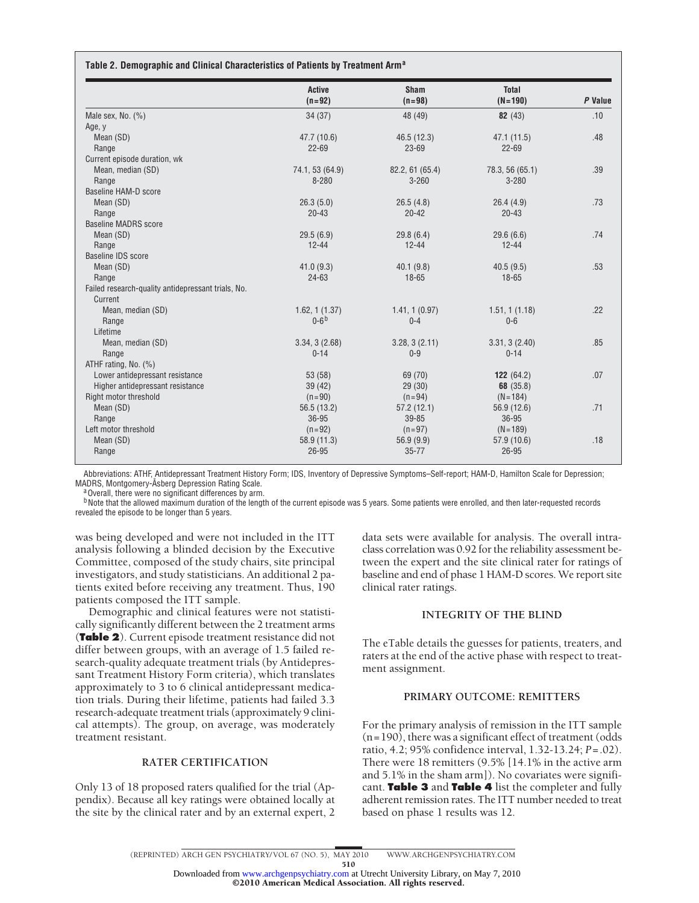**Table 2. Demographic and Clinical Characteristics of Patients by Treatment Arm**[a]

| | Active (n=92) | Sham (n=98) | Total (N=190) | *P* Value |
|---|---|---|---|---|
| Male sex, No. (%) | 34 (37) | 48 (49) | **82** (43) | .10 |
| Age, y | | | | |
| Mean (SD) | 47.7 (10.6) | 46.5 (12.3) | 47.1 (11.5) | .48 |
| Range | 22-69 | 23-69 | 22-69 | |
| Current episode duration, wk | | | | |
| Mean, median (SD) | 74.1, 53 (64.9) | 82.2, 61 (65.4) | 78.3, 56 (65.1) | .39 |
| Range | 8-280 | 3-260 | 3-280 | |
| Baseline HAM-D score | | | | |
| Mean (SD) | 26.3 (5.0) | 26.5 (4.8) | 26.4 (4.9) | .73 |
| Range | 20-43 | 20-42 | 20-43 | |
| Baseline MADRS score | | | | |
| Mean (SD) | 29.5 (6.9) | 29.8 (6.4) | 29.6 (6.6) | .74 |
| Range | 12-44 | 12-44 | 12-44 | |
| Baseline IDS score | | | | |
| Mean (SD) | 41.0 (9.3) | 40.1 (9.8) | 40.5 (9.5) | .53 |
| Range | 24-63 | 18-65 | 18-65 | |
| Failed research-quality antidepressant trials, No. | | | | |
| Current | | | | |
| Mean, median (SD) | 1.62, 1 (1.37) | 1.41, 1 (0.97) | 1.51, 1 (1.18) | .22 |
| Range | 0-6[b] | 0-4 | 0-6 | |
| Lifetime | | | | |
| Mean, median (SD) | 3.34, 3 (2.68) | 3.28, 3 (2.11) | 3.31, 3 (2.40) | .85 |
| Range | 0-14 | 0-9 | 0-14 | |
| ATHF rating, No. (%) | | | | |
| Lower antidepressant resistance | 53 (58) | 69 (70) | **122** (64.2) | .07 |
| Higher antidepressant resistance | 39 (42) | 29 (30) | **68** (35.8) | |
| Right motor threshold | (n=90) | (n=94) | (N=184) | |
| Mean (SD) | 56.5 (13.2) | 57.2 (12.1) | 56.9 (12.6) | .71 |
| Range | 36-95 | 39-85 | 36-95 | |
| Left motor threshold | (n=92) | (n=97) | (N=189) | |
| Mean (SD) | 58.9 (11.3) | 56.9 (9.9) | 57.9 (10.6) | .18 |
| Range | 26-95 | 35-77 | 26-95 | |

Abbreviations: ATHF, Antidepressant Treatment History Form; IDS, Inventory of Depressive Symptoms–Self-report; HAM-D, Hamilton Scale for Depression; MADRS, Montgomery-Åsberg Depression Rating Scale.

[a] Overall, there were no significant differences by arm.

[b] Note that the allowed maximum duration of the length of the current episode was 5 years. Some patients were enrolled, and then later-requested records revealed the episode to be longer than 5 years.

was being developed and were not included in the ITT analysis following a blinded decision by the Executive Committee, composed of the study chairs, site principal investigators, and study statisticians. An additional 2 patients exited before receiving any treatment. Thus, 190 patients composed the ITT sample.

Demographic and clinical features were not statistically significantly different between the 2 treatment arms (**Table 2**). Current episode treatment resistance did not differ between groups, with an average of 1.5 failed research-quality adequate treatment trials (by Antidepressant Treatment History Form criteria), which translates approximately to 3 to 6 clinical antidepressant medication trials. During their lifetime, patients had failed 3.3 research-adequate treatment trials (approximately 9 clinical attempts). The group, on average, was moderately treatment resistant.

## RATER CERTIFICATION

Only 13 of 18 proposed raters qualified for the trial (Appendix). Because all key ratings were obtained locally at the site by the clinical rater and by an external expert, 2 data sets were available for analysis. The overall intraclass correlation was 0.92 for the reliability assessment between the expert and the site clinical rater for ratings of baseline and end of phase 1 HAM-D scores. We report site clinical rater ratings.

## INTEGRITY OF THE BLIND

The eTable details the guesses for patients, treaters, and raters at the end of the active phase with respect to treatment assignment.

## PRIMARY OUTCOME: REMITTERS

For the primary analysis of remission in the ITT sample (n=190), there was a significant effect of treatment (odds ratio, 4.2; 95% confidence interval, 1.32-13.24; $P = .02$). There were 18 remitters (9.5% [14.1% in the active arm and 5.1% in the sham arm]). No covariates were significant. **Table 3** and **Table 4** list the completer and fully adherent remission rates. The ITT number needed to treat based on phase 1 results was 12.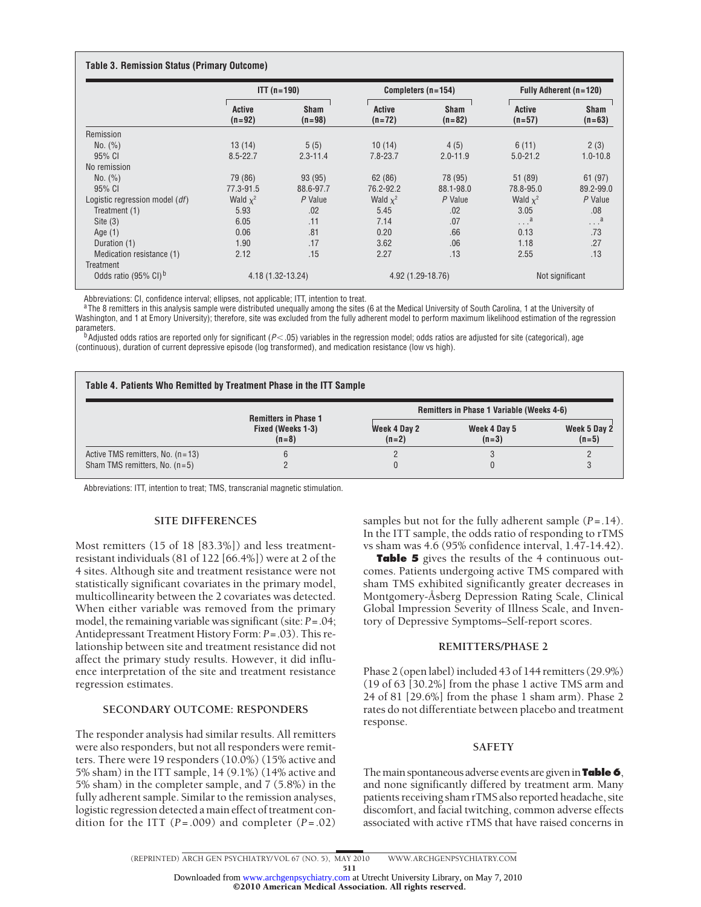**Table 3. Remission Status (Primary Outcome)**

| | ITT (n=190) | | Completers (n=154) | | Fully Adherent (n=120) | |
|---|---|---|---|---|---|---|
| | Active (n=92) | Sham (n=98) | Active (n=72) | Sham (n=82) | Active (n=57) | Sham (n=63) |
| Remission | | | | | | |
| No. (%) | 13 (14) | 5 (5) | 10 (14) | 4 (5) | 6 (11) | 2 (3) |
| 95% CI | 8.5-22.7 | 2.3-11.4 | 7.8-23.7 | 2.0-11.9 | 5.0-21.2 | 1.0-10.8 |
| No remission | | | | | | |
| No. (%) | 79 (86) | 93 (95) | 62 (86) | 78 (95) | 51 (89) | 61 (97) |
| 95% CI | 77.3-91.5 | 88.6-97.7 | 76.2-92.2 | 88.1-98.0 | 78.8-95.0 | 89.2-99.0 |
| Logistic regression model (*df*) | Wald $\chi^2$ | *P* Value | Wald $\chi^2$ | *P* Value | Wald $\chi^2$ | *P* Value |
| Treatment (1) | 5.93 | .02 | 5.45 | .02 | 3.05 | .08 |
| Site (3) | 6.05 | .11 | 7.14 | .07 | ...[a] | ...[a] |
| Age (1) | 0.06 | .81 | 0.20 | .66 | 0.13 | .73 |
| Duration (1) | 1.90 | .17 | 3.62 | .06 | 1.18 | .27 |
| Medication resistance (1) | 2.12 | .15 | 2.27 | .13 | 2.55 | .13 |
| Treatment | | | | | | |
| Odds ratio (95% CI)[b] | 4.18 (1.32-13.24) | | 4.92 (1.29-18.76) | | Not significant | |

Abbreviations: CI, confidence interval; ellipses, not applicable; ITT, intention to treat.

[a] The 8 remitters in this analysis sample were distributed unequally among the sites (6 at the Medical University of South Carolina, 1 at the University of Washington, and 1 at Emory University); therefore, site was excluded from the fully adherent model to perform maximum likelihood estimation of the regression parameters.

[b] Adjusted odds ratios are reported only for significant ($P<.05$) variables in the regression model; odds ratios are adjusted for site (categorical), age (continuous), duration of current depressive episode (log transformed), and medication resistance (low vs high).

**Table 4. Patients Who Remitted by Treatment Phase in the ITT Sample**

| | Remitters in Phase 1 Fixed (Weeks 1-3) (n=8) | Remitters in Phase 1 Variable (Weeks 4-6) | | |
|---|---|---|---|---|
| | | Week 4 Day 2 (n=2) | Week 4 Day 5 (n=3) | Week 5 Day 2 (n=5) |
| Active TMS remitters, No. (n=13) | 6 | 2 | 3 | 2 |
| Sham TMS remitters, No. (n=5) | 2 | 0 | 0 | 3 |

Abbreviations: ITT, intention to treat; TMS, transcranial magnetic stimulation.

## SITE DIFFERENCES

Most remitters (15 of 18 [83.3%]) and less treatment-resistant individuals (81 of 122 [66.4%]) were at 2 of the 4 sites. Although site and treatment resistance were not statistically significant covariates in the primary model, multicollinearity between the 2 covariates was detected. When either variable was removed from the primary model, the remaining variable was significant (site: $P=.04$; Antidepressant Treatment History Form: $P=.03$). This relationship between site and treatment resistance did not affect the primary study results. However, it did influence interpretation of the site and treatment resistance regression estimates.

## SECONDARY OUTCOME: RESPONDERS

The responder analysis had similar results. All remitters were also responders, but not all responders were remitters. There were 19 responders (10.0%) (15% active and 5% sham) in the ITT sample, 14 (9.1%) (14% active and 5% sham) in the completer sample, and 7 (5.8%) in the fully adherent sample. Similar to the remission analyses, logistic regression detected a main effect of treatment condition for the ITT ($P=.009$) and completer ($P=.02$) samples but not for the fully adherent sample ($P=.14$). In the ITT sample, the odds ratio of responding to rTMS vs sham was 4.6 (95% confidence interval, 1.47-14.42).

**Table 5** gives the results of the 4 continuous outcomes. Patients undergoing active TMS compared with sham TMS exhibited significantly greater decreases in Montgomery-Åsberg Depression Rating Scale, Clinical Global Impression Severity of Illness Scale, and Inventory of Depressive Symptoms–Self-report scores.

## REMITTERS/PHASE 2

Phase 2 (open label) included 43 of 144 remitters (29.9%) (19 of 63 [30.2%] from the phase 1 active TMS arm and 24 of 81 [29.6%] from the phase 1 sham arm). Phase 2 rates do not differentiate between placebo and treatment response.

## SAFETY

The main spontaneous adverse events are given in **Table 6**, and none significantly differed by treatment arm. Many patients receiving sham rTMS also reported headache, site discomfort, and facial twitching, common adverse effects associated with active rTMS that have raised concerns in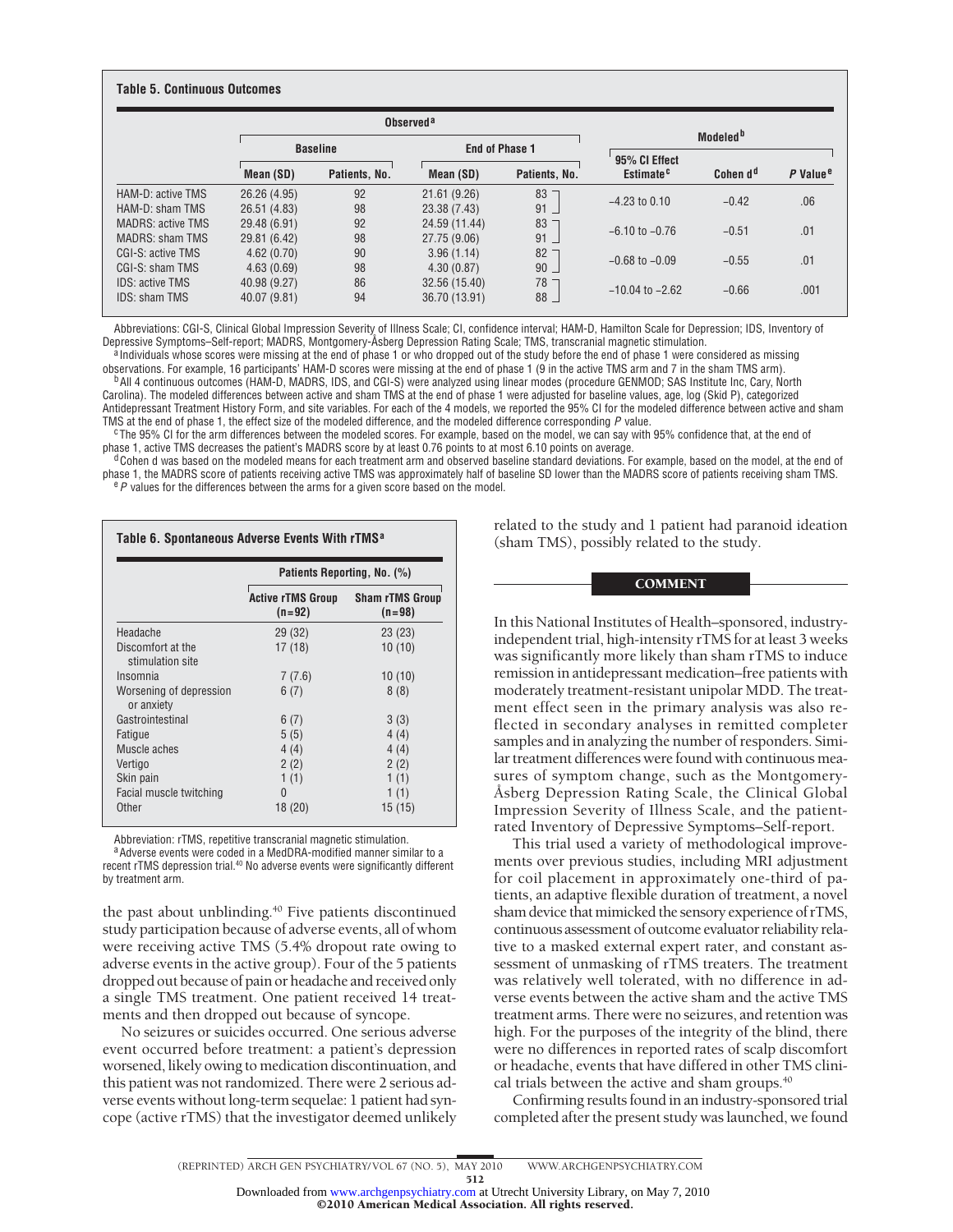**Table 5. Continuous Outcomes**

| | Observed[a] | | | | Modeled[b] | | |
|---|---|---|---|---|---|---|---|
| | Baseline | | End of Phase 1 | | | | |
| | Mean (SD) | Patients, No. | Mean (SD) | Patients, No. | 95% CI Effect Estimate[c] | Cohen d[d] | *P* Value[e] |
| HAM-D: active TMS | 26.26 (4.95) | 92 | 21.61 (9.26) | 83 | −4.23 to 0.10 | −0.42 | .06 |
| HAM-D: sham TMS | 26.51 (4.83) | 98 | 23.38 (7.43) | 91 | | | |
| MADRS: active TMS | 29.48 (6.91) | 92 | 24.59 (11.44) | 83 | −6.10 to −0.76 | −0.51 | .01 |
| MADRS: sham TMS | 29.81 (6.42) | 98 | 27.75 (9.06) | 91 | | | |
| CGI-S: active TMS | 4.62 (0.70) | 90 | 3.96 (1.14) | 82 | −0.68 to −0.09 | −0.55 | .01 |
| CGI-S: sham TMS | 4.63 (0.69) | 98 | 4.30 (0.87) | 90 | | | |
| IDS: active TMS | 40.98 (9.27) | 86 | 32.56 (15.40) | 78 | −10.04 to −2.62 | −0.66 | .001 |
| IDS: sham TMS | 40.07 (9.81) | 94 | 36.70 (13.91) | 88 | | | |

Abbreviations: CGI-S, Clinical Global Impression Severity of Illness Scale; CI, confidence interval; HAM-D, Hamilton Scale for Depression; IDS, Inventory of Depressive Symptoms–Self-report; MADRS, Montgomery-Åsberg Depression Rating Scale; TMS, transcranial magnetic stimulation.

[a] Individuals whose scores were missing at the end of phase 1 or who dropped out of the study before the end of phase 1 were considered as missing observations. For example, 16 participants' HAM-D scores were missing at the end of phase 1 (9 in the active TMS arm and 7 in the sham TMS arm).

[b] All 4 continuous outcomes (HAM-D, MADRS, IDS, and CGI-S) were analyzed using linear modes (procedure GENMOD; SAS Institute Inc, Cary, North Carolina). The modeled differences between active and sham TMS at the end of phase 1 were adjusted for baseline values, age, log (Skid P), categorized Antidepressant Treatment History Form, and site variables. For each of the 4 models, we reported the 95% CI for the modeled difference between active and sham TMS at the end of phase 1, the effect size of the modeled difference, and the modeled difference corresponding *P* value.

[c] The 95% CI for the arm differences between the modeled scores. For example, based on the model, we can say with 95% confidence that, at the end of phase 1, active TMS decreases the patient's MADRS score by at least 0.76 points to at most 6.10 points on average.

[d] Cohen d was based on the modeled means for each treatment arm and observed baseline standard deviations. For example, based on the model, at the end of phase 1, the MADRS score of patients receiving active TMS was approximately half of baseline SD lower than the MADRS score of patients receiving sham TMS.

[e] *P* values for the differences between the arms for a given score based on the model.

**Table 6. Spontaneous Adverse Events With rTMS[a]**

| | Patients Reporting, No. (%) | |
|---|---|---|
| | Active rTMS Group (n=92) | Sham rTMS Group (n=98) |
| Headache | 29 (32) | 23 (23) |
| Discomfort at the stimulation site | 17 (18) | 10 (10) |
| Insomnia | 7 (7.6) | 10 (10) |
| Worsening of depression or anxiety | 6 (7) | 8 (8) |
| Gastrointestinal | 6 (7) | 3 (3) |
| Fatigue | 5 (5) | 4 (4) |
| Muscle aches | 4 (4) | 4 (4) |
| Vertigo | 2 (2) | 2 (2) |
| Skin pain | 1 (1) | 1 (1) |
| Facial muscle twitching | 0 | 1 (1) |
| Other | 18 (20) | 15 (15) |

Abbreviation: rTMS, repetitive transcranial magnetic stimulation.

[a] Adverse events were coded in a MedDRA-modified manner similar to a recent rTMS depression trial.[40] No adverse events were significantly different by treatment arm.

the past about unblinding.[40] Five patients discontinued study participation because of adverse events, all of whom were receiving active TMS (5.4% dropout rate owing to adverse events in the active group). Four of the 5 patients dropped out because of pain or headache and received only a single TMS treatment. One patient received 14 treatments and then dropped out because of syncope.

No seizures or suicides occurred. One serious adverse event occurred before treatment: a patient's depression worsened, likely owing to medication discontinuation, and this patient was not randomized. There were 2 serious adverse events without long-term sequelae: 1 patient had syncope (active rTMS) that the investigator deemed unlikely related to the study and 1 patient had paranoid ideation (sham TMS), possibly related to the study.

## COMMENT

In this National Institutes of Health–sponsored, industry-independent trial, high-intensity rTMS for at least 3 weeks was significantly more likely than sham rTMS to induce remission in antidepressant medication–free patients with moderately treatment-resistant unipolar MDD. The treatment effect seen in the primary analysis was also reflected in secondary analyses in remitted completer samples and in analyzing the number of responders. Similar treatment differences were found with continuous measures of symptom change, such as the Montgomery-Åsberg Depression Rating Scale, the Clinical Global Impression Severity of Illness Scale, and the patient-rated Inventory of Depressive Symptoms–Self-report.

This trial used a variety of methodological improvements over previous studies, including MRI adjustment for coil placement in approximately one-third of patients, an adaptive flexible duration of treatment, a novel sham device that mimicked the sensory experience of rTMS, continuous assessment of outcome evaluator reliability relative to a masked external rater, and constant assessment of unmasking of rTMS treaters. The treatment was relatively well tolerated, with no difference in adverse events between the active sham and the active TMS treatment arms. There were no seizures, and retention was high. For the purposes of the integrity of the blind, there were no differences in reported rates of scalp discomfort or headache, events that have differed in other TMS clinical trials between the active and sham groups.[40]

Confirming results found in an industry-sponsored trial completed after the present study was launched, we found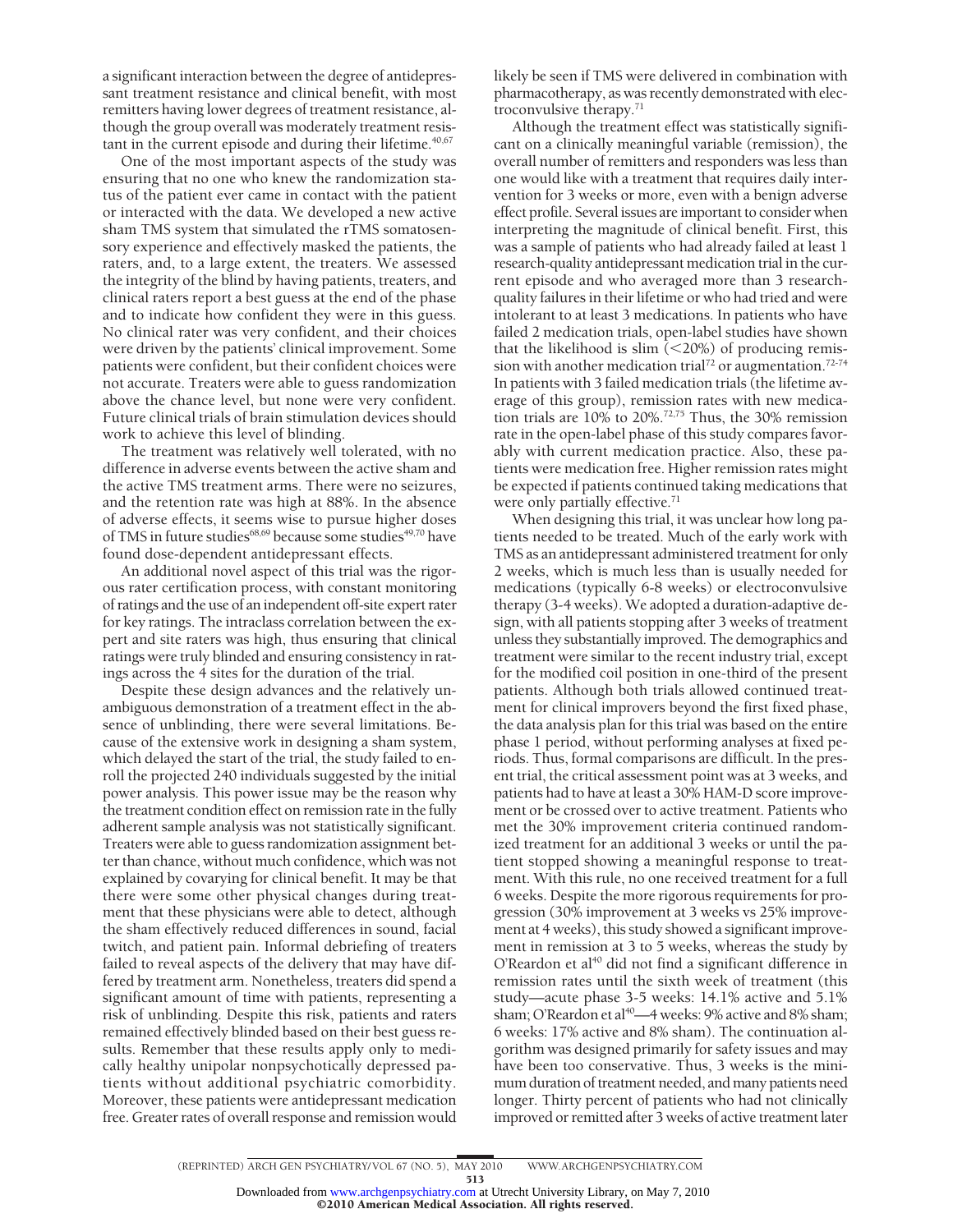a significant interaction between the degree of antidepressant treatment resistance and clinical benefit, with most remitters having lower degrees of treatment resistance, although the group overall was moderately treatment resistant in the current episode and during their lifetime.[40,67]

One of the most important aspects of the study was ensuring that no one who knew the randomization status of the patient ever came in contact with the patient or interacted with the data. We developed a new active sham TMS system that simulated the rTMS somatosensory experience and effectively masked the patients, the raters, and, to a large extent, the treaters. We assessed the integrity of the blind by having patients, treaters, and clinical raters report a best guess at the end of the phase and to indicate how confident they were in this guess. No clinical rater was very confident, and their choices were driven by the patients' clinical improvement. Some patients were confident, but their confident choices were not accurate. Treaters were able to guess randomization above the chance level, but none were very confident. Future clinical trials of brain stimulation devices should work to achieve this level of blinding.

The treatment was relatively well tolerated, with no difference in adverse events between the active sham and the active TMS treatment arms. There were no seizures, and the retention rate was high at 88%. In the absence of adverse effects, it seems wise to pursue higher doses of TMS in future studies[68,69] because some studies[49,70] have found dose-dependent antidepressant effects.

An additional novel aspect of this trial was the rigorous rater certification process, with constant monitoring of ratings and the use of an independent off-site expert rater for key ratings. The intraclass correlation between the expert and site raters was high, thus ensuring that clinical ratings were truly blinded and ensuring consistency in ratings across the 4 sites for the duration of the trial.

Despite these design advances and the relatively unambiguous demonstration of a treatment effect in the absence of unblinding, there were several limitations. Because of the extensive work in designing a sham system, which delayed the start of the trial, the study failed to enroll the projected 240 individuals suggested by the initial power analysis. This power issue may be the reason why the treatment condition effect on remission rate in the fully adherent sample analysis was not statistically significant. Treaters were able to guess randomization assignment better than chance, without much confidence, which was not explained by covarying for clinical benefit. It may be that there were some other physical changes during treatment that these physicians were able to detect, although the sham effectively reduced differences in sound, facial twitch, and patient pain. Informal debriefing of treaters failed to reveal aspects of the delivery that may have differed by treatment arm. Nonetheless, treaters did spend a significant amount of time with patients, representing a risk of unblinding. Despite this risk, patients and raters remained effectively blinded based on their best guess results. Remember that these results apply only to medically healthy unipolar nonpsychotically depressed patients without additional psychiatric comorbidity. Moreover, these patients were antidepressant medication free. Greater rates of overall response and remission would likely be seen if TMS were delivered in combination with pharmacotherapy, as was recently demonstrated with electroconvulsive therapy.[71]

Although the treatment effect was statistically significant on a clinically meaningful variable (remission), the overall number of remitters and responders was less than one would like with a treatment that requires daily intervention for 3 weeks or more, even with a benign adverse effect profile. Several issues are important to consider when interpreting the magnitude of clinical benefit. First, this was a sample of patients who had already failed at least 1 research-quality antidepressant medication trial in the current episode and who averaged more than 3 research-quality failures in their lifetime or who had tried and were intolerant to at least 3 medications. In patients who have failed 2 medication trials, open-label studies have shown that the likelihood is slim (<20%) of producing remission with another medication trial[72] or augmentation.[72-74] In patients with 3 failed medication trials (the lifetime average of this group), remission rates with new medication trials are 10% to 20%.[72,75] Thus, the 30% remission rate in the open-label phase of this study compares favorably with current medication practice. Also, these patients were medication free. Higher remission rates might be expected if patients continued taking medications that were only partially effective.[71]

When designing this trial, it was unclear how long patients needed to be treated. Much of the early work with TMS as an antidepressant administered treatment for only 2 weeks, which is much less than is usually needed for medications (typically 6-8 weeks) or electroconvulsive therapy (3-4 weeks). We adopted a duration-adaptive design, with all patients stopping after 3 weeks of treatment unless they substantially improved. The demographics and treatment were similar to the recent industry trial, except for the modified coil position in one-third of the present patients. Although both trials allowed continued treatment for clinical improvers beyond the first fixed phase, the data analysis plan for this trial was based on the entire phase 1 period, without performing analyses at fixed periods. Thus, formal comparisons are difficult. In the present trial, the critical assessment point was at 3 weeks, and patients had to have at least a 30% HAM-D score improvement or be crossed over to active treatment. Patients who met the 30% improvement criteria continued randomized treatment for an additional 3 weeks or until the patient stopped showing a meaningful response to treatment. With this rule, no one received treatment for a full 6 weeks. Despite the more rigorous requirements for progression (30% improvement at 3 weeks vs 25% improvement at 4 weeks), this study showed a significant improvement in remission at 3 to 5 weeks, whereas the study by O'Reardon et al[40] did not find a significant difference in remission rates until the sixth week of treatment (this study—acute phase 3-5 weeks: 14.1% active and 5.1% sham; O'Reardon et al[40]—4 weeks: 9% active and 8% sham; 6 weeks: 17% active and 8% sham). The continuation algorithm was designed primarily for safety issues and may have been too conservative. Thus, 3 weeks is the minimum duration of treatment needed, and many patients need longer. Thirty percent of patients who had not clinically improved or remitted after 3 weeks of active treatment later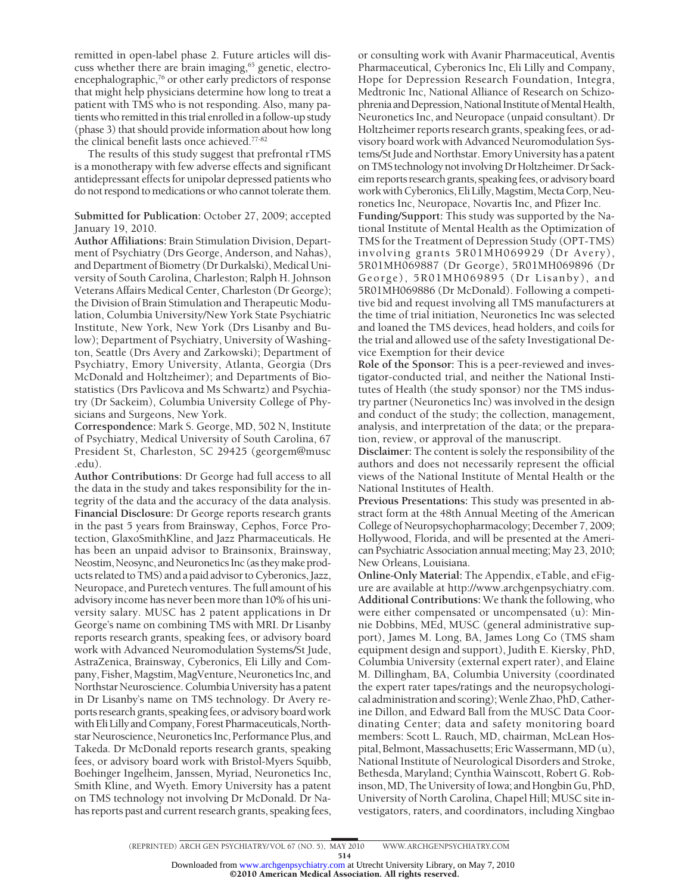remitted in open-label phase 2. Future articles will discuss whether there are brain imaging,[65] genetic, electroencephalographic,[76] or other early predictors of response that might help physicians determine how long to treat a patient with TMS who is not responding. Also, many patients who remitted in this trial enrolled in a follow-up study (phase 3) that should provide information about how long the clinical benefit lasts once achieved.[77-82]

The results of this study suggest that prefrontal rTMS is a monotherapy with few adverse effects and significant antidepressant effects for unipolar depressed patients who do not respond to medications or who cannot tolerate them.

**Submitted for Publication:** October 27, 2009; accepted January 19, 2010.

**Author Affiliations:** Brain Stimulation Division, Department of Psychiatry (Drs George, Anderson, and Nahas), and Department of Biometry (Dr Durkalski), Medical University of South Carolina, Charleston; Ralph H. Johnson Veterans Affairs Medical Center, Charleston (Dr George); the Division of Brain Stimulation and Therapeutic Modulation, Columbia University/New York State Psychiatric Institute, New York, New York (Drs Lisanby and Bulow); Department of Psychiatry, University of Washington, Seattle (Drs Avery and Zarkowski); Department of Psychiatry, Emory University, Atlanta, Georgia (Drs McDonald and Holtzheimer); and Departments of Biostatistics (Drs Pavlicova and Ms Schwartz) and Psychiatry (Dr Sackeim), Columbia University College of Physicians and Surgeons, New York.

**Correspondence:** Mark S. George, MD, 502 N, Institute of Psychiatry, Medical University of South Carolina, 67 President St, Charleston, SC 29425 (georgem@musc.edu).

**Author Contributions:** Dr George had full access to all the data in the study and takes responsibility for the integrity of the data and the accuracy of the data analysis.

**Financial Disclosure:** Dr George reports research grants in the past 5 years from Brainsway, Cephos, Force Protection, GlaxoSmithKline, and Jazz Pharmaceuticals. He has been an unpaid advisor to Brainsonix, Brainsway, Neostim, Neosync, and Neuronetics Inc (as they make products related to TMS) and a paid advisor to Cyberonics, Jazz, Neuropace, and Puretech ventures. The full amount of his advisory income has never been more than 10% of his university salary. MUSC has 2 patent applications in Dr George's name on combining TMS with MRI. Dr Lisanby reports research grants, speaking fees, or advisory board work with Advanced Neuromodulation Systems/St Jude, AstraZenica, Brainsway, Cyberonics, Eli Lilly and Company, Fisher, Magstim, MagVenture, Neuronetics Inc, and Northstar Neuroscience. Columbia University has a patent in Dr Lisanby's name on TMS technology. Dr Avery reports research grants, speaking fees, or advisory board work with Eli Lilly and Company, Forest Pharmaceuticals, Northstar Neuroscience, Neuronetics Inc, Performance Plus, and Takeda. Dr McDonald reports research grants, speaking fees, or advisory board work with Bristol-Myers Squibb, Boehinger Ingelheim, Janssen, Myriad, Neuronetics Inc, Smith Kline, and Wyeth. Emory University has a patent on TMS technology not involving Dr McDonald. Dr Nahas reports past and current research grants, speaking fees, or consulting work with Avanir Pharmaceutical, Aventis Pharmaceutical, Cyberonics Inc, Eli Lilly and Company, Hope for Depression Research Foundation, Integra, Medtronic Inc, National Alliance of Research on Schizophrenia and Depression, National Institute of Mental Health, Neuronetics Inc, and Neuropace (unpaid consultant). Dr Holtzheimer reports research grants, speaking fees, or advisory board work with Advanced Neuromodulation Systems/St Jude and Northstar. Emory University has a patent on TMS technology not involving Dr Holtzheimer. Dr Sackeim reports research grants, speaking fees, or advisory board work with Cyberonics, Eli Lilly, Magstim, Mecta Corp, Neuronetics Inc, Neuropace, Novartis Inc, and Pfizer Inc.

**Funding/Support:** This study was supported by the National Institute of Mental Health as the Optimization of TMS for the Treatment of Depression Study (OPT-TMS) involving grants 5R01MH069929 (Dr Avery), 5R01MH069887 (Dr George), 5R01MH069896 (Dr George), 5R01MH069895 (Dr Lisanby), and 5R01MH069886 (Dr McDonald). Following a competitive bid and request involving all TMS manufacturers at the time of trial initiation, Neuronetics Inc was selected and loaned the TMS devices, head holders, and coils for the trial and allowed use of the safety Investigational Device Exemption for their device

**Role of the Sponsor:** This is a peer-reviewed and investigator-conducted trial, and neither the National Institutes of Health (the study sponsor) nor the TMS industry partner (Neuronetics Inc) was involved in the design and conduct of the study; the collection, management, analysis, and interpretation of the data; or the preparation, review, or approval of the manuscript.

**Disclaimer:** The content is solely the responsibility of the authors and does not necessarily represent the official views of the National Institute of Mental Health or the National Institutes of Health.

**Previous Presentations:** This study was presented in abstract form at the 48th Annual Meeting of the American College of Neuropsychopharmacology; December 7, 2009; Hollywood, Florida, and will be presented at the American Psychiatric Association annual meeting; May 23, 2010; New Orleans, Louisiana.

**Online-Only Material:** The Appendix, eTable, and eFigure are available at http://www.archgenpsychiatry.com.

**Additional Contributions:** We thank the following, who were either compensated or uncompensated (u): Minnie Dobbins, MEd, MUSC (general administrative support), James M. Long, BA, James Long Co (TMS sham equipment design and support), Judith E. Kiersky, PhD, Columbia University (external expert rater), and Elaine M. Dillingham, BA, Columbia University (coordinated the expert rater tapes/ratings and the neuropsychological administration and scoring); Wenle Zhao, PhD, Catherine Dillon, and Edward Ball from the MUSC Data Coordinating Center; data and safety monitoring board members: Scott L. Rauch, MD, chairman, McLean Hospital, Belmont, Massachusetts; Eric Wassermann, MD (u), National Institute of Neurological Disorders and Stroke, Bethesda, Maryland; Cynthia Wainscott, Robert G. Robinson, MD, The University of Iowa; and Hongbin Gu, PhD, University of North Carolina, Chapel Hill; MUSC site investigators, raters, and coordinators, including Xingbao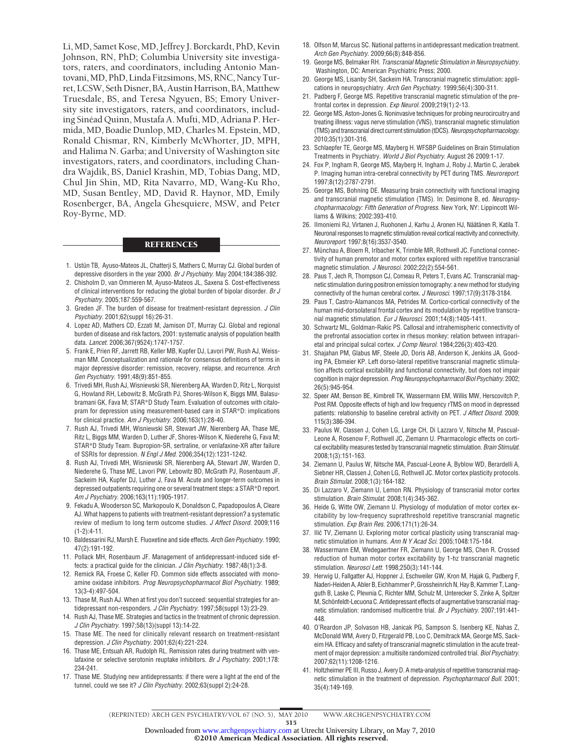Li, MD, Samet Kose, MD, Jeffrey J. Borckardt, PhD, Kevin Johnson, RN, PhD; Columbia University site investigators, raters, and coordinators, including Antonio Mantovani, MD, PhD, Linda Fitzsimons, MS, RNC, Nancy Turret, LCSW, Seth Disner, BA, Austin Harrison, BA, Matthew Truesdale, BS, and Teresa Ngyuen, BS; Emory University site investigators, raters, and coordinators, including Sinéad Quinn, Mustafa A. Mufti, MD, Adriana P. Hermida, MD, Boadie Dunlop, MD, Charles M. Epstein, MD, Ronald Chismar, RN, Kimberly McWhorter, JD, MPH, and Halima N. Garba; and University of Washington site investigators, raters, and coordinators, including Chandra Wajdik, BS, Daniel Krashin, MD, Tobias Dang, MD, Chul Jin Shin, MD, Rita Navarro, MD, Wang-Ku Rho, MD, Susan Bentley, MD, David R. Haynor, MD, Emily Rosenberger, BA, Angela Ghesquiere, MSW, and Peter Roy-Byrne, MD.

## REFERENCES

1. Ustün TB, Ayuso-Mateos JL, Chatterji S, Mathers C, Murray CJ. Global burden of depressive disorders in the year 2000. *Br J Psychiatry*. May 2004;184:386-392.
2. Chisholm D, van Ommeren M, Ayuso-Mateos JL, Saxena S. Cost-effectiveness of clinical interventions for reducing the global burden of bipolar disorder. *Br J Psychiatry*. 2005;187:559-567.
3. Greden JF. The burden of disease for treatment-resistant depression. *J Clin Psychiatry*. 2001;62(suppl 16):26-31.
4. Lopez AD, Mathers CD, Ezzati M, Jamison DT, Murray CJ. Global and regional burden of disease and risk factors, 2001: systematic analysis of population health data. *Lancet*. 2006;367(9524):1747-1757.
5. Frank E, Prien RF, Jarrett RB, Keller MB, Kupfer DJ, Lavori PW, Rush AJ, Weissman MM. Conceptualization and rationale for consensus definitions of terms in major depressive disorder: remission, recovery, relapse, and recurrence. *Arch Gen Psychiatry*. 1991;48(9):851-855.
6. Trivedi MH, Rush AJ, Wisniewski SR, Nierenberg AA, Warden D, Ritz L, Norquist G, Howland RH, Lebowitz B, McGrath PJ, Shores-Wilson K, Biggs MM, Balasubramani GK, Fava M; STAR*D Study Team. Evaluation of outcomes with citalopram for depression using measurement-based care in STAR*D: implications for clinical practice. *Am J Psychiatry*. 2006;163(1):28-40.
7. Rush AJ, Trivedi MH, Wisniewski SR, Stewart JW, Nierenberg AA, Thase ME, Ritz L, Biggs MM, Warden D, Luther JF, Shores-Wilson K, Niederehe G, Fava M; STAR*D Study Team. Bupropion-SR, sertraline, or venlafaxine-XR after failure of SSRIs for depression. *N Engl J Med*. 2006;354(12):1231-1242.
8. Rush AJ, Trivedi MH, Wisniewski SR, Nierenberg AA, Stewart JW, Warden D, Niederehe G, Thase ME, Lavori PW, Lebowitz BD, McGrath PJ, Rosenbaum JF, Sackeim HA, Kupfer DJ, Luther J, Fava M. Acute and longer-term outcomes in depressed outpatients requiring one or several treatment steps: a STAR*D report. *Am J Psychiatry*. 2006;163(11):1905-1917.
9. Fekadu A, Wooderson SC, Markopoulo K, Donaldson C, Papadopoulos A, Cleare AJ. What happens to patients with treatment-resistant depression? a systematic review of medium to long term outcome studies. *J Affect Disord*. 2009;116 (1-2):4-11.
10. Baldessarini RJ, Marsh E. Fluoxetine and side effects. *Arch Gen Psychiatry*. 1990; 47(2):191-192.
11. Pollack MH, Rosenbaum JF. Management of antidepressant-induced side effects: a practical guide for the clinician. *J Clin Psychiatry*. 1987;48(1):3-8.
12. Remick RA, Froese C, Keller FD. Common side effects associated with monoamine oxidase inhibitors. *Prog Neuropsychopharmacol Biol Psychiatry*. 1989; 13(3-4):497-504.
13. Thase M, Rush AJ. When at first you don't succeed: sequential strategies for antidepressant non-responders. *J Clin Psychiatry*. 1997;58(suppl 13):23-29.
14. Rush AJ, Thase ME. Strategies and tactics in the treatment of chronic depression. *J Clin Psychiatry*. 1997;58(13)(suppl 13):14-22.
15. Thase ME. The need for clinically relevant research on treatment-resistant depression. *J Clin Psychiatry*. 2001;62(4):221-224.
16. Thase ME, Entsuah AR, Rudolph RL. Remission rates during treatment with venlafaxine or selective serotonin reuptake inhibitors. *Br J Psychiatry*. 2001;178: 234-241.
17. Thase ME. Studying new antidepressants: if there were a light at the end of the tunnel, could we see it? *J Clin Psychiatry*. 2002;63(suppl 2):24-28.
18. Olfson M, Marcus SC. National patterns in antidepressant medication treatment. *Arch Gen Psychiatry*. 2009;66(8):848-856.
19. George MS, Belmaker RH. *Transcranial Magnetic Stimulation in Neuropsychiatry*. Washington, DC: American Psychiatric Press; 2000.
20. George MS, Lisanby SH, Sackeim HA. Transcranial magnetic stimulation: applications in neuropsychiatry. *Arch Gen Psychiatry*. 1999;56(4):300-311.
21. Padberg F, George MS. Repetitive transcranial magnetic stimulation of the prefrontal cortex in depression. *Exp Neurol*. 2009;219(1):2-13.
22. George MS, Aston-Jones G. Noninvasive techniques for probing neurocircuitry and treating illness: vagus nerve stimulation (VNS), transcranial magnetic stimulation (TMS) and transcranial direct current stimulation (tDCS). *Neuropsychopharmacology*. 2010;35(1):301-316.
23. Schlaepfer TE, George MS, Mayberg H. WFSBP Guidelines on Brain Stimulation Treatments in Psychiatry. *World J Biol Psychiatry*. August 26 2009:1-17.
24. Fox P, Ingham R, George MS, Mayberg H, Ingham J, Roby J, Martin C, Jerabek P. Imaging human intra-cerebral connectivity by PET during TMS. *Neuroreport*. 1997;8(12):2787-2791.
25. George MS, Bohning DE. Measuring brain connectivity with functional imaging and transcranial magnetic stimulation (TMS). In: Desimone B, ed. *Neuropsychopharmacology: Fifth Generation of Progress*. New York, NY: Lippincott Williams & Wilkins; 2002:393-410.
26. Ilmoniemi RJ, Virtanen J, Ruohonen J, Karhu J, Aronen HJ, Näätänen R, Katila T. Neuronal responses to magnetic stimulation reveal cortical reactivity and connectivity. *Neuroreport*. 1997;8(16):3537-3540.
27. Münchau A, Bloem R, Irlbacher K, Trimble MR, Rothwell JC. Functional connectivity of human premotor and motor cortex explored with repetitive transcranial magnetic stimulation. *J Neurosci*. 2002;22(2):554-561.
28. Paus T, Jech R, Thompson CJ, Comeau R, Peters T, Evans AC. Transcranial magnetic stimulation during positron emission tomography: a new method for studying connectivity of the human cerebral cortex. *J Neurosci*. 1997;17(9):3178-3184.
29. Paus T, Castro-Alamancos MA, Petrides M. Cortico-cortical connectivity of the human mid-dorsolateral frontal cortex and its modulation by repetitive transcranial magnetic stimulation. *Eur J Neurosci*. 2001;14(8):1405-1411.
30. Schwartz ML, Goldman-Rakic PS. Callosal and intrahemispheric connectivity of the prefrontal association cortex in rhesus monkey: relation between intraparietal and principal sulcal cortex. *J Comp Neurol*. 1984;226(3):403-420.
31. Shajahan PM, Glabus MF, Steele JD, Doris AB, Anderson K, Jenkins JA, Gooding PA, Ebmeier KP. Left dorso-lateral repetitive transcranial magnetic stimulation affects cortical excitability and functional connectivity, but does not impair cognition in major depression. *Prog Neuropsychopharmacol Biol Psychiatry*. 2002; 26(5):945-954.
32. Speer AM, Benson BE, Kimbrell TK, Wassermann EM, Willis MW, Herscovitch P, Post RM. Opposite effects of high and low frequency rTMS on mood in depressed patients: relationship to baseline cerebral activity on PET. *J Affect Disord*. 2009; 115(3):386-394.
33. Paulus W, Classen J, Cohen LG, Large CH, Di Lazzaro V, Nitsche M, Pascual-Leone A, Rosenow F, Rothwell JC, Ziemann U. Pharmacologic effects on cortical excitability measures tested by transcranial magnetic stimulation. *Brain Stimulat*. 2008;1(3):151-163.
34. Ziemann U, Paulus W, Nitsche MA, Pascual-Leone A, Byblow WD, Berardelli A, Siebner HR, Classen J, Cohen LG, Rothwell JC. Motor cortex plasticity protocols. *Brain Stimulat*. 2008;1(3):164-182.
35. Di Lazzaro V, Ziemann U, Lemon RN. Physiology of transcranial motor cortex stimulation. *Brain Stimulat*. 2008;1(4):345-362.
36. Heide G, Witte OW, Ziemann U. Physiology of modulation of motor cortex excitability by low-frequency suprathreshold repetitive transcranial magnetic stimulation. *Exp Brain Res*. 2006;171(1):26-34.
37. Ilić TV, Ziemann U. Exploring motor cortical plasticity using transcranial magnetic stimulation in humans. *Ann N Y Acad Sci*. 2005;1048:175-184.
38. Wassermann EM, Wedegaertner FR, Ziemann U, George MS, Chen R. Crossed reduction of human motor cortex excitability by 1-hz transcranial magnetic stimulation. *Neurosci Lett*. 1998;250(3):141-144.
39. Herwig U, Fallgatter AJ, Hoppner J, Eschweiler GW, Kron M, Hajak G, Padberg F, Naderi-Heiden A, Abler B, Eichhammer P, Grossheinrich N, Hay B, Kammer T, Langguth B, Laske C, Plewnia C, Richter MM, Schulz M, Unterecker S, Zinke A, Spitzer M, Schönfeldt-Lecuona C. Antidepressant effects of augmentative transcranial magnetic stimulation: randomised multicentre trial. *Br J Psychiatry*. 2007;191:441-448.
40. O'Reardon JP, Solvason HB, Janicak PG, Sampson S, Isenberg KE, Nahas Z, McDonald WM, Avery D, Fitzgerald PB, Loo C, Demitrack MA, George MS, Sackeim HA. Efficacy and safety of transcranial magnetic stimulation in the acute treatment of major depression: a multisite randomized controlled trial. *Biol Psychiatry*. 2007;62(11):1208-1216.
41. Holtzheimer PE III, Russo J, Avery D. A meta-analysis of repetitive transcranial magnetic stimulation in the treatment of depression. *Psychopharmacol Bull*. 2001; 35(4):149-169.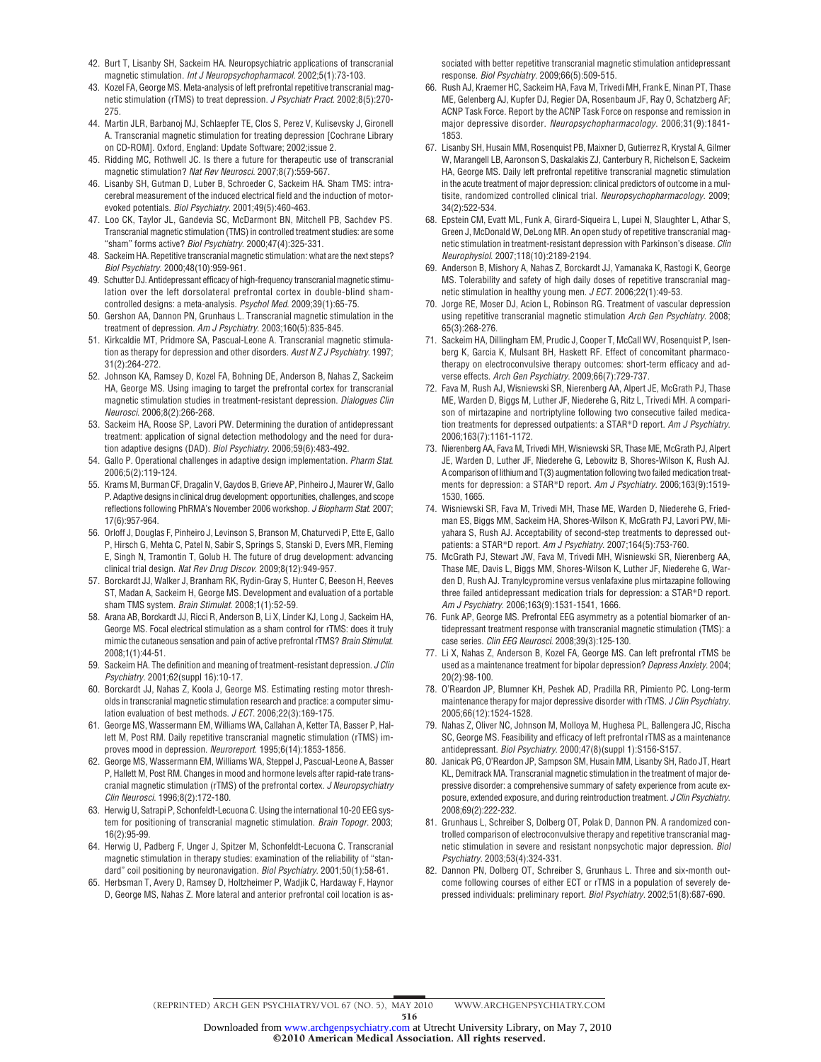42. Burt T, Lisanby SH, Sackeim HA. Neuropsychiatric applications of transcranial magnetic stimulation. *Int J Neuropsychopharmacol.* 2002;5(1):73-103.
43. Kozel FA, George MS. Meta-analysis of left prefrontal repetitive transcranial magnetic stimulation (rTMS) to treat depression. *J Psychiatr Pract.* 2002;8(5):270-275.
44. Martin JLR, Barbanoj MJ, Schlaepfer TE, Clos S, Perez V, Kulisevsky J, Gironell A. Transcranial magnetic stimulation for treating depression [Cochrane Library on CD-ROM]. Oxford, England: Update Software; 2002;issue 2.
45. Ridding MC, Rothwell JC. Is there a future for therapeutic use of transcranial magnetic stimulation? *Nat Rev Neurosci.* 2007;8(7):559-567.
46. Lisanby SH, Gutman D, Luber B, Schroeder C, Sackeim HA. Sham TMS: intracerebral measurement of the induced electrical field and the induction of motor-evoked potentials. *Biol Psychiatry.* 2001;49(5):460-463.
47. Loo CK, Taylor JL, Gandevia SC, McDarmont BN, Mitchell PB, Sachdev PS. Transcranial magnetic stimulation (TMS) in controlled treatment studies: are some "sham" forms active? *Biol Psychiatry.* 2000;47(4):325-331.
48. Sackeim HA. Repetitive transcranial magnetic stimulation: what are the next steps? *Biol Psychiatry.* 2000;48(10):959-961.
49. Schutter DJ. Antidepressant efficacy of high-frequency transcranial magnetic stimulation over the left dorsolateral prefrontal cortex in double-blind sham-controlled designs: a meta-analysis. *Psychol Med.* 2009;39(1):65-75.
50. Gershon AA, Dannon PN, Grunhaus L. Transcranial magnetic stimulation in the treatment of depression. *Am J Psychiatry.* 2003;160(5):835-845.
51. Kirkcaldie MT, Pridmore SA, Pascual-Leone A. Transcranial magnetic stimulation as therapy for depression and other disorders. *Aust N Z J Psychiatry.* 1997;31(2):264-272.
52. Johnson KA, Ramsey D, Kozel FA, Bohning DE, Anderson B, Nahas Z, Sackeim HA, George MS. Using imaging to target the prefrontal cortex for transcranial magnetic stimulation studies in treatment-resistant depression. *Dialogues Clin Neurosci.* 2006;8(2):266-268.
53. Sackeim HA, Roose SP, Lavori PW. Determining the duration of antidepressant treatment: application of signal detection methodology and the need for duration adaptive designs (DAD). *Biol Psychiatry.* 2006;59(6):483-492.
54. Gallo P. Operational challenges in adaptive design implementation. *Pharm Stat.* 2006;5(2):119-124.
55. Krams M, Burman CF, Dragalin V, Gaydos B, Grieve AP, Pinheiro J, Maurer W, Gallo P. Adaptive designs in clinical drug development: opportunities, challenges, and scope reflections following PhRMA's November 2006 workshop. *J Biopharm Stat.* 2007;17(6):957-964.
56. Orloff J, Douglas F, Pinheiro J, Levinson S, Branson M, Chaturvedi P, Ette E, Gallo P, Hirsch G, Mehta C, Patel N, Sabir S, Springs S, Stanski D, Evers MR, Fleming E, Singh N, Tramontin T, Golub H. The future of drug development: advancing clinical trial design. *Nat Rev Drug Discov.* 2009;8(12):949-957.
57. Borckardt JJ, Walker J, Branham RK, Rydin-Gray S, Hunter C, Beeson H, Reeves ST, Madan A, Sackeim H, George MS. Development and evaluation of a portable sham TMS system. *Brain Stimulat.* 2008;1(1):52-59.
58. Arana AB, Borckardt JJ, Ricci R, Anderson B, Li X, Linder KJ, Long J, Sackeim HA, George MS. Focal electrical stimulation as a sham control for rTMS: does it truly mimic the cutaneous sensation and pain of active prefrontal rTMS? *Brain Stimulat.* 2008;1(1):44-51.
59. Sackeim HA. The definition and meaning of treatment-resistant depression. *J Clin Psychiatry.* 2001;62(suppl 16):10-17.
60. Borckardt JJ, Nahas Z, Koola J, George MS. Estimating resting motor thresholds in transcranial magnetic stimulation research and practice: a computer simulation evaluation of best methods. *J ECT.* 2006;22(3):169-175.
61. George MS, Wassermann EM, Williams WA, Callahan A, Ketter TA, Basser P, Hallett M, Post RM. Daily repetitive transcranial magnetic stimulation (rTMS) improves mood in depression. *Neuroreport.* 1995;6(14):1853-1856.
62. George MS, Wassermann EM, Williams WA, Steppel J, Pascual-Leone A, Basser P, Hallett M, Post RM. Changes in mood and hormone levels after rapid-rate transcranial magnetic stimulation (rTMS) of the prefrontal cortex. *J Neuropsychiatry Clin Neurosci.* 1996;8(2):172-180.
63. Herwig U, Satrapi P, Schonfeldt-Lecuona C. Using the international 10-20 EEG system for positioning of transcranial magnetic stimulation. *Brain Topogr.* 2003;16(2):95-99.
64. Herwig U, Padberg F, Unger J, Spitzer M, Schonfeldt-Lecuona C. Transcranial magnetic stimulation in therapy studies: examination of the reliability of "standard" coil positioning by neuronavigation. *Biol Psychiatry.* 2001;50(1):58-61.
65. Herbsman T, Avery D, Ramsey D, Holtzheimer P, Wadjik C, Hardaway F, Haynor D, George MS, Nahas Z. More lateral and anterior prefrontal coil location is associated with better repetitive transcranial magnetic stimulation antidepressant response. *Biol Psychiatry.* 2009;66(5):509-515.
66. Rush AJ, Kraemer HC, Sackeim HA, Fava M, Trivedi MH, Frank E, Ninan PT, Thase ME, Gelenberg AJ, Kupfer DJ, Regier DA, Rosenbaum JF, Ray O, Schatzberg AF; ACNP Task Force. Report by the ACNP Task Force on response and remission in major depressive disorder. *Neuropsychopharmacology.* 2006;31(9):1841-1853.
67. Lisanby SH, Husain MM, Rosenquist PB, Maixner D, Gutierrez R, Krystal A, Gilmer W, Marangell LB, Aaronson S, Daskalakis ZJ, Canterbury R, Richelson E, Sackeim HA, George MS. Daily left prefrontal repetitive transcranial magnetic stimulation in the acute treatment of major depression: clinical predictors of outcome in a multisite, randomized controlled clinical trial. *Neuropsychopharmacology.* 2009;34(2):522-534.
68. Epstein CM, Evatt ML, Funk A, Girard-Siqueira L, Lupei N, Slaughter L, Athar S, Green J, McDonald W, DeLong MR. An open study of repetitive transcranial magnetic stimulation in treatment-resistant depression with Parkinson's disease. *Clin Neurophysiol.* 2007;118(10):2189-2194.
69. Anderson B, Mishory A, Nahas Z, Borckardt JJ, Yamanaka K, Rastogi K, George MS. Tolerability and safety of high daily doses of repetitive transcranial magnetic stimulation in healthy young men. *J ECT.* 2006;22(1):49-53.
70. Jorge RE, Moser DJ, Acion L, Robinson RG. Treatment of vascular depression using repetitive transcranial magnetic stimulation *Arch Gen Psychiatry.* 2008;65(3):268-276.
71. Sackeim HA, Dillingham EM, Prudic J, Cooper T, McCall WV, Rosenquist P, Isenberg K, Garcia K, Mulsant BH, Haskett RF. Effect of concomitant pharmacotherapy on electroconvulsive therapy outcomes: short-term efficacy and adverse effects. *Arch Gen Psychiatry.* 2009;66(7):729-737.
72. Fava M, Rush AJ, Wisniewski SR, Nierenberg AA, Alpert JE, McGrath PJ, Thase ME, Warden D, Biggs M, Luther JF, Niederehe G, Ritz L, Trivedi MH. A comparison of mirtazapine and nortriptyline following two consecutive failed medication treatments for depressed outpatients: a STAR*D report. *Am J Psychiatry.* 2006;163(7):1161-1172.
73. Nierenberg AA, Fava M, Trivedi MH, Wisniewski SR, Thase ME, McGrath PJ, Alpert JE, Warden D, Luther JF, Niederehe G, Lebowitz B, Shores-Wilson K, Rush AJ. A comparison of lithium and T(3) augmentation following two failed medication treatments for depression: a STAR*D report. *Am J Psychiatry.* 2006;163(9):1519-1530, 1665.
74. Wisniewski SR, Fava M, Trivedi MH, Thase ME, Warden D, Niederehe G, Friedman ES, Biggs MM, Sackeim HA, Shores-Wilson K, McGrath PJ, Lavori PW, Miyahara S, Rush AJ. Acceptability of second-step treatments to depressed outpatients: a STAR*D report. *Am J Psychiatry.* 2007;164(5):753-760.
75. McGrath PJ, Stewart JW, Fava M, Trivedi MH, Wisniewski SR, Nierenberg AA, Thase ME, Davis L, Biggs MM, Shores-Wilson K, Luther JF, Niederehe G, Warden D, Rush AJ. Tranylcypromine versus venlafaxine plus mirtazapine following three failed antidepressant medication trials for depression: a STAR*D report. *Am J Psychiatry.* 2006;163(9):1531-1541, 1666.
76. Funk AP, George MS. Prefrontal EEG asymmetry as a potential biomarker of antidepressant treatment response with transcranial magnetic stimulation (TMS): a case series. *Clin EEG Neurosci.* 2008;39(3):125-130.
77. Li X, Nahas Z, Anderson B, Kozel FA, George MS. Can left prefrontal rTMS be used as a maintenance treatment for bipolar depression? *Depress Anxiety.* 2004;20(2):98-100.
78. O'Reardon JP, Blumner KH, Peshek AD, Pradilla RR, Pimiento PC. Long-term maintenance therapy for major depressive disorder with rTMS. *J Clin Psychiatry.* 2005;66(12):1524-1528.
79. Nahas Z, Oliver NC, Johnson M, Molloya M, Hughesa PL, Ballengera JC, Rischa SC, George MS. Feasibility and efficacy of left prefrontal rTMS as a maintenance antidepressant. *Biol Psychiatry.* 2000;47(8)(suppl 1):S156-S157.
80. Janicak PG, O'Reardon JP, Sampson SM, Husain MM, Lisanby SH, Rado JT, Heart KL, Demitrack MA. Transcranial magnetic stimulation in the treatment of major depressive disorder: a comprehensive summary of safety experience from acute exposure, extended exposure, and during reintroduction treatment. *J Clin Psychiatry.* 2008;69(2):222-232.
81. Grunhaus L, Schreiber S, Dolberg OT, Polak D, Dannon PN. A randomized controlled comparison of electroconvulsive therapy and repetitive transcranial magnetic stimulation in severe and resistant nonpsychotic major depression. *Biol Psychiatry.* 2003;53(4):324-331.
82. Dannon PN, Dolberg OT, Schreiber S, Grunhaus L. Three and six-month outcome following courses of either ECT or rTMS in a population of severely depressed individuals: preliminary report. *Biol Psychiatry.* 2002;51(8):687-690.